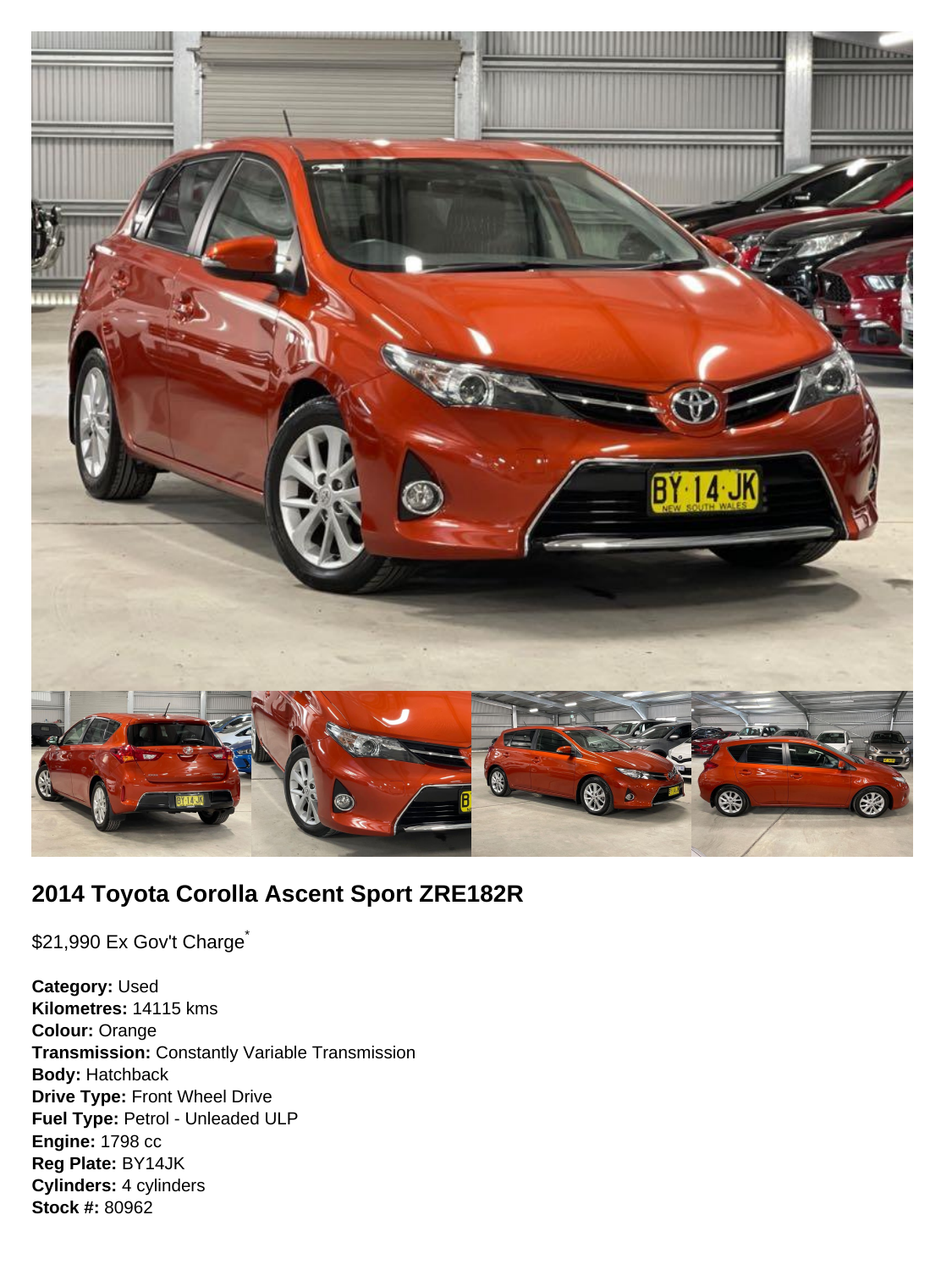## 2014 Toyota Corolla Ascent Sport ZRE182R

$21,990 Ex Gov't Charge*

**Category:** Used
**Kilometres:** 14115 kms
**Colour:** Orange
**Transmission:** Constantly Variable Transmission
**Body:** Hatchback
**Drive Type:** Front Wheel Drive
**Fuel Type:** Petrol - Unleaded ULP
**Engine:** 1798 cc
**Reg Plate:** BY14JK
**Cylinders:** 4 cylinders
**Stock #:** 80962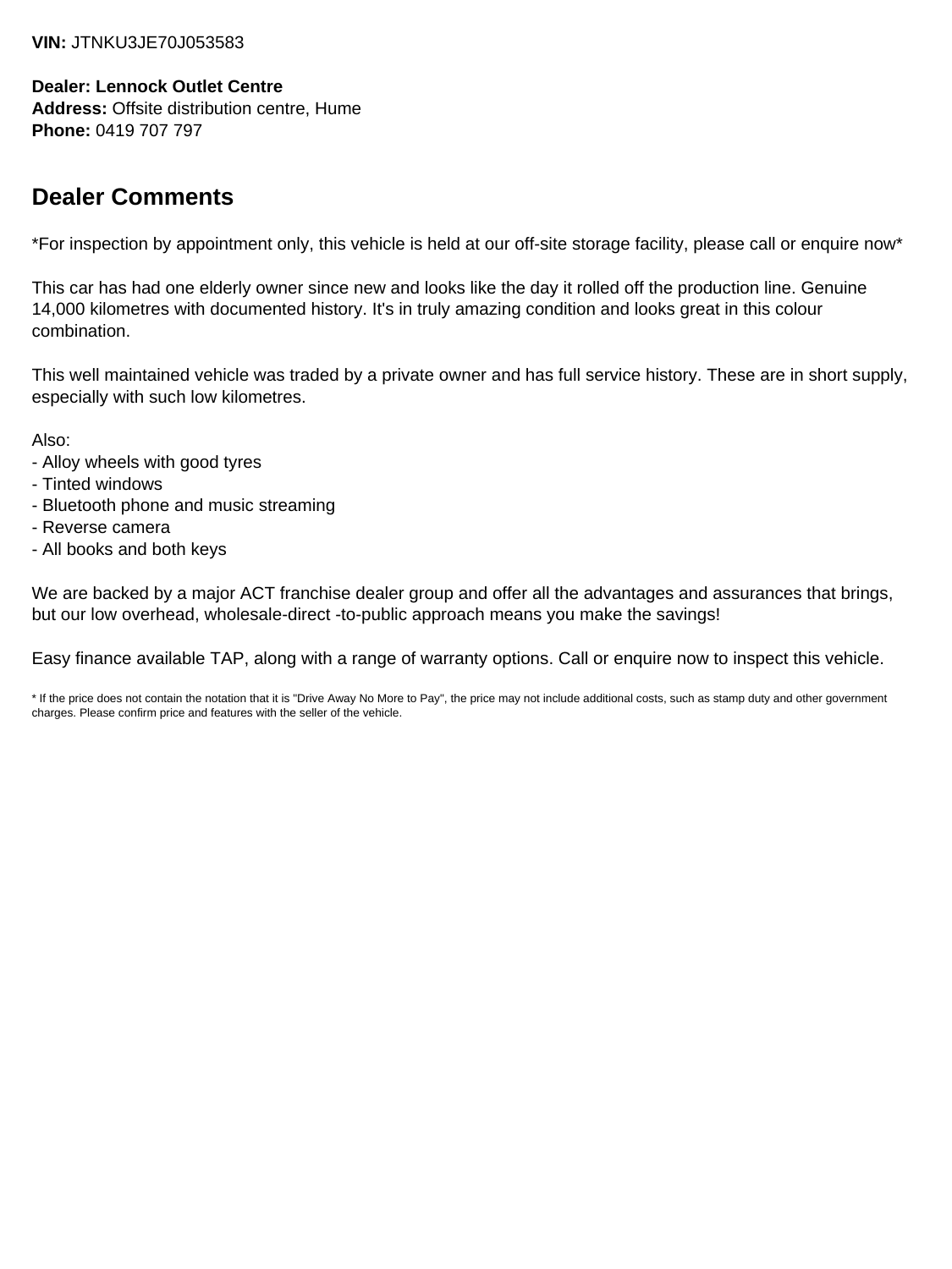**VIN:** JTNKU3JE70J053583

**Dealer: Lennock Outlet Centre**
**Address:** Offsite distribution centre, Hume
**Phone:** 0419 707 797

## Dealer Comments

*For inspection by appointment only, this vehicle is held at our off-site storage facility, please call or enquire now*

This car has had one elderly owner since new and looks like the day it rolled off the production line. Genuine 14,000 kilometres with documented history. It's in truly amazing condition and looks great in this colour combination.

This well maintained vehicle was traded by a private owner and has full service history. These are in short supply, especially with such low kilometres.

Also:
- Alloy wheels with good tyres
- Tinted windows
- Bluetooth phone and music streaming
- Reverse camera
- All books and both keys

We are backed by a major ACT franchise dealer group and offer all the advantages and assurances that brings, but our low overhead, wholesale-direct -to-public approach means you make the savings!

Easy finance available TAP, along with a range of warranty options. Call or enquire now to inspect this vehicle.

* If the price does not contain the notation that it is "Drive Away No More to Pay", the price may not include additional costs, such as stamp duty and other government charges. Please confirm price and features with the seller of the vehicle.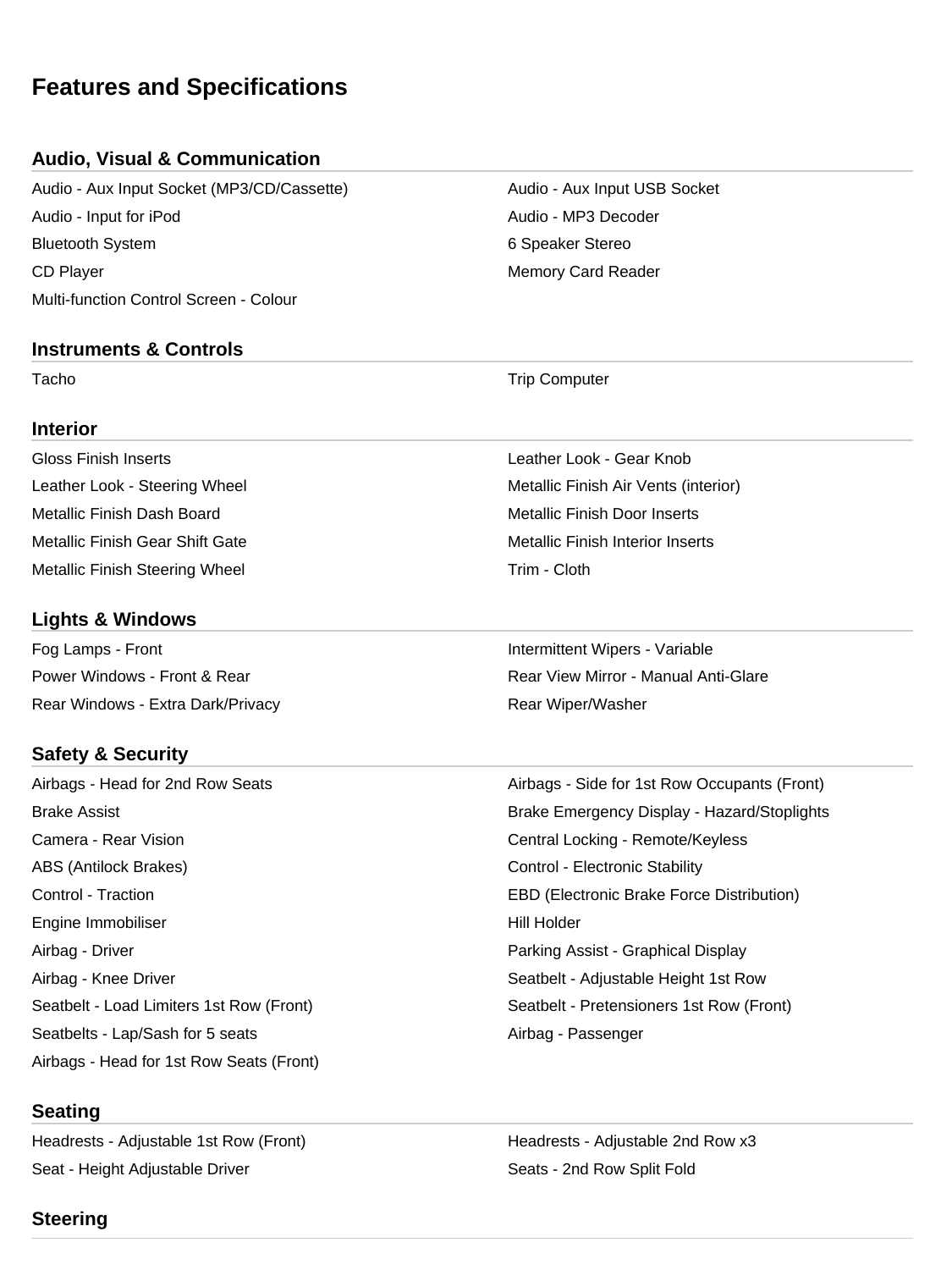# Features and Specifications

## Audio, Visual & Communication

- Audio - Aux Input Socket (MP3/CD/Cassette)
- Audio - Aux Input USB Socket
- Audio - Input for iPod
- Audio - MP3 Decoder
- Bluetooth System
- 6 Speaker Stereo
- CD Player
- Memory Card Reader
- Multi-function Control Screen - Colour

## Instruments & Controls

- Tacho
- Trip Computer

## Interior

- Gloss Finish Inserts
- Leather Look - Gear Knob
- Leather Look - Steering Wheel
- Metallic Finish Air Vents (interior)
- Metallic Finish Dash Board
- Metallic Finish Door Inserts
- Metallic Finish Gear Shift Gate
- Metallic Finish Interior Inserts
- Metallic Finish Steering Wheel
- Trim - Cloth

## Lights & Windows

- Fog Lamps - Front
- Intermittent Wipers - Variable
- Power Windows - Front & Rear
- Rear View Mirror - Manual Anti-Glare
- Rear Windows - Extra Dark/Privacy
- Rear Wiper/Washer

## Safety & Security

- Airbags - Head for 2nd Row Seats
- Airbags - Side for 1st Row Occupants (Front)
- Brake Assist
- Brake Emergency Display - Hazard/Stoplights
- Camera - Rear Vision
- Central Locking - Remote/Keyless
- ABS (Antilock Brakes)
- Control - Electronic Stability
- Control - Traction
- EBD (Electronic Brake Force Distribution)
- Engine Immobiliser
- Hill Holder
- Airbag - Driver
- Parking Assist - Graphical Display
- Airbag - Knee Driver
- Seatbelt - Adjustable Height 1st Row
- Seatbelt - Load Limiters 1st Row (Front)
- Seatbelt - Pretensioners 1st Row (Front)
- Seatbelts - Lap/Sash for 5 seats
- Airbag - Passenger
- Airbags - Head for 1st Row Seats (Front)

## Seating

- Headrests - Adjustable 1st Row (Front)
- Headrests - Adjustable 2nd Row x3
- Seat - Height Adjustable Driver
- Seats - 2nd Row Split Fold

## Steering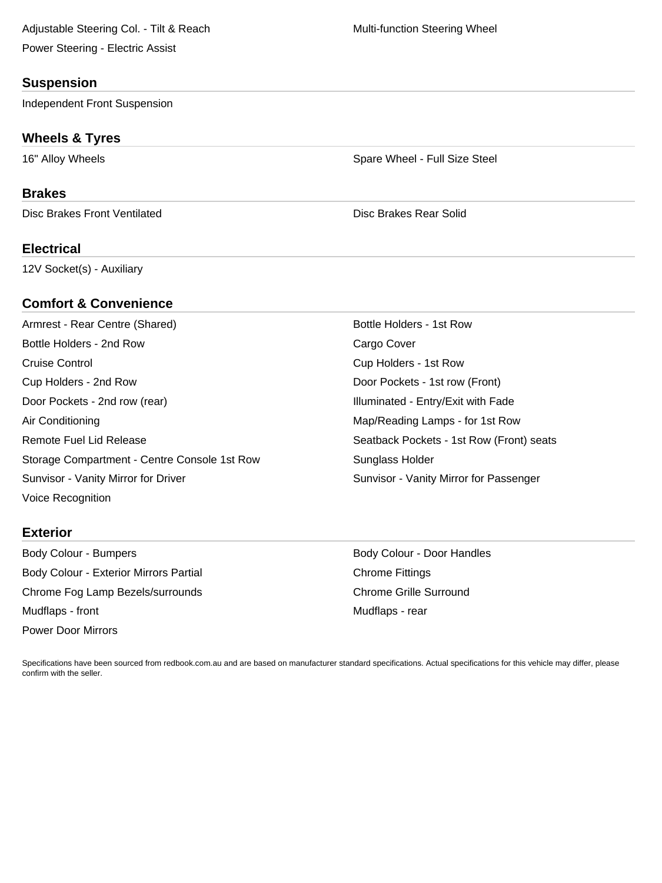Adjustable Steering Col. - Tilt & Reach

Multi-function Steering Wheel

Power Steering - Electric Assist

## Suspension

Independent Front Suspension

## Wheels & Tyres

16" Alloy Wheels

Spare Wheel - Full Size Steel

## Brakes

Disc Brakes Front Ventilated

Disc Brakes Rear Solid

## Electrical

12V Socket(s) - Auxiliary

## Comfort & Convenience

Armrest - Rear Centre (Shared)

Bottle Holders - 1st Row

Bottle Holders - 2nd Row

Cargo Cover

Cruise Control

Cup Holders - 1st Row

Cup Holders - 2nd Row

Door Pockets - 1st row (Front)

Door Pockets - 2nd row (rear)

Illuminated - Entry/Exit with Fade

Air Conditioning

Map/Reading Lamps - for 1st Row

Remote Fuel Lid Release

Seatback Pockets - 1st Row (Front) seats

Storage Compartment - Centre Console 1st Row

Sunglass Holder

Sunvisor - Vanity Mirror for Driver

Sunvisor - Vanity Mirror for Passenger

Voice Recognition

## Exterior

Body Colour - Bumpers

Body Colour - Door Handles

Body Colour - Exterior Mirrors Partial

Chrome Fittings

Chrome Fog Lamp Bezels/surrounds

Chrome Grille Surround

Mudflaps - front

Mudflaps - rear

Power Door Mirrors

Specifications have been sourced from redbook.com.au and are based on manufacturer standard specifications. Actual specifications for this vehicle may differ, please confirm with the seller.